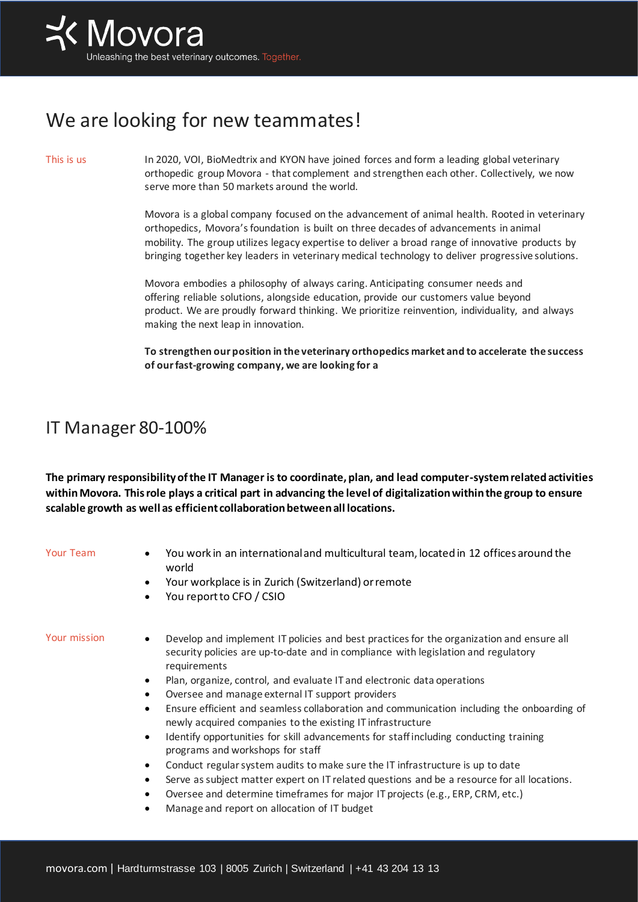Movora

Unleashing the best veterinary outcomes. Together.

# We are looking for new teammates!

**This is us**

In 2020, VOI, BioMedtrix and KYON have joined forces and form a leading global veterinary orthopedic group Movora - that complement and strengthen each other. Collectively, we now serve more than 50 markets around the world.

Movora is a global company focused on the advancement of animal health. Rooted in veterinary orthopedics, Movora's foundation is built on three decades of advancements in animal mobility. The group utilizes legacy expertise to deliver a broad range of innovative products by bringing together key leaders in veterinary medical technology to deliver progressive solutions.

Movora embodies a philosophy of always caring. Anticipating consumer needs and offering reliable solutions, alongside education, provide our customers value beyond product. We are proudly forward thinking. We prioritize reinvention, individuality, and always making the next leap in innovation.

**To strengthen our position in the veterinary orthopedics market and to accelerate the success of our fast-growing company, we are looking for a**

## IT Manager 80-100%

**The primary responsibility of the IT Manager is to coordinate, plan, and lead computer-system related activities within Movora. This role plays a critical part in advancing the level of digitalization within the group to ensure scalable growth as well as efficient collaboration between all locations.**

**Your Team**

- You work in an international and multicultural team, located in 12 offices around the world
- Your workplace is in Zurich (Switzerland) or remote
- You report to CFO / CSIO

**Your mission**

- Develop and implement IT policies and best practices for the organization and ensure all security policies are up-to-date and in compliance with legislation and regulatory requirements
- Plan, organize, control, and evaluate IT and electronic data operations
- Oversee and manage external IT support providers
- Ensure efficient and seamless collaboration and communication including the onboarding of newly acquired companies to the existing IT infrastructure
- Identify opportunities for skill advancements for staff including conducting training programs and workshops for staff
- Conduct regular system audits to make sure the IT infrastructure is up to date
- Serve as subject matter expert on IT related questions and be a resource for all locations.
- Oversee and determine timeframes for major IT projects (e.g., ERP, CRM, etc.)
- Manage and report on allocation of IT budget

movora.com | Hardturmstrasse 103 | 8005 Zurich | Switzerland | +41 43 204 13 13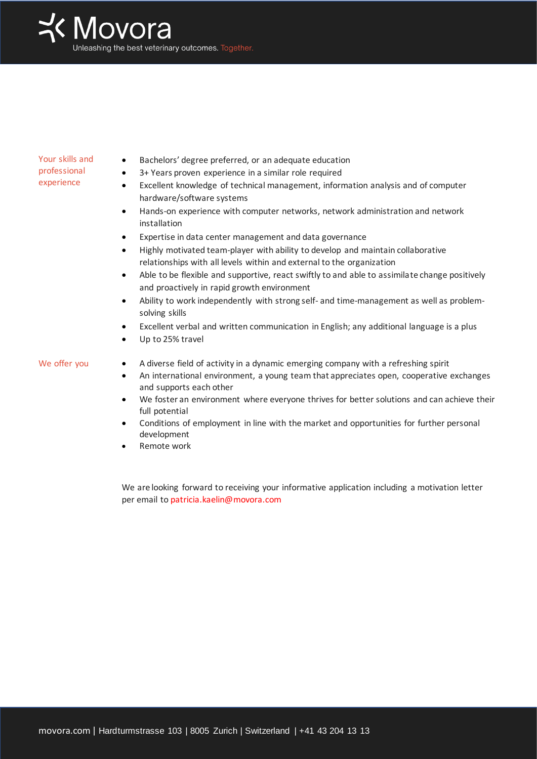## Your skills and professional experience

- Bachelors' degree preferred, or an adequate education
- 3+ Years proven experience in a similar role required
- Excellent knowledge of technical management, information analysis and of computer hardware/software systems
- Hands-on experience with computer networks, network administration and network installation
- Expertise in data center management and data governance
- Highly motivated team-player with ability to develop and maintain collaborative relationships with all levels within and external to the organization
- Able to be flexible and supportive, react swiftly to and able to assimilate change positively and proactively in rapid growth environment
- Ability to work independently with strong self- and time-management as well as problem-solving skills
- Excellent verbal and written communication in English; any additional language is a plus
- Up to 25% travel

## We offer you

- A diverse field of activity in a dynamic emerging company with a refreshing spirit
- An international environment, a young team that appreciates open, cooperative exchanges and supports each other
- We foster an environment where everyone thrives for better solutions and can achieve their full potential
- Conditions of employment in line with the market and opportunities for further personal development
- Remote work

We are looking forward to receiving your informative application including a motivation letter per email to patricia.kaelin@movora.com